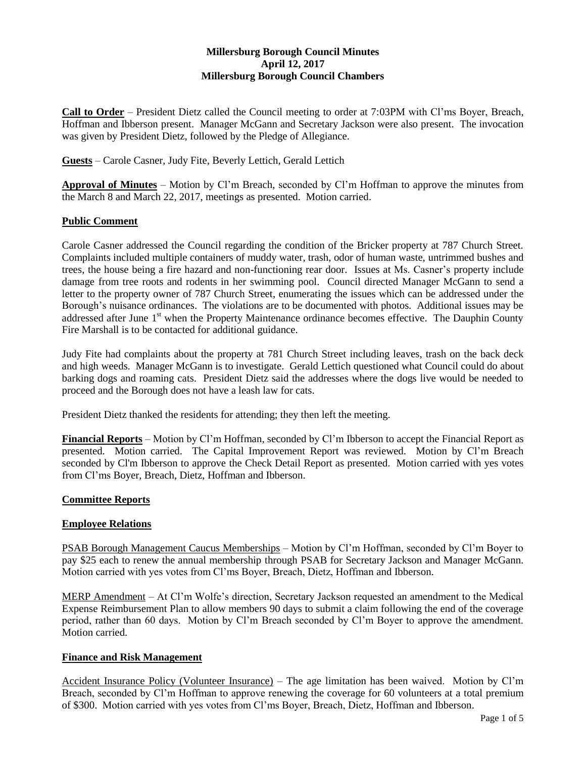# Millersburg Borough Council Minutes
## April 12, 2017
## Millersburg Borough Council Chambers

**Call to Order** – President Dietz called the Council meeting to order at 7:03PM with Cl'ms Boyer, Breach, Hoffman and Ibberson present. Manager McGann and Secretary Jackson were also present. The invocation was given by President Dietz, followed by the Pledge of Allegiance.

**Guests** – Carole Casner, Judy Fite, Beverly Lettich, Gerald Lettich

**Approval of Minutes** – Motion by Cl'm Breach, seconded by Cl'm Hoffman to approve the minutes from the March 8 and March 22, 2017, meetings as presented. Motion carried.

**Public Comment**

Carole Casner addressed the Council regarding the condition of the Bricker property at 787 Church Street. Complaints included multiple containers of muddy water, trash, odor of human waste, untrimmed bushes and trees, the house being a fire hazard and non-functioning rear door. Issues at Ms. Casner's property include damage from tree roots and rodents in her swimming pool. Council directed Manager McGann to send a letter to the property owner of 787 Church Street, enumerating the issues which can be addressed under the Borough's nuisance ordinances. The violations are to be documented with photos. Additional issues may be addressed after June 1st when the Property Maintenance ordinance becomes effective. The Dauphin County Fire Marshall is to be contacted for additional guidance.

Judy Fite had complaints about the property at 781 Church Street including leaves, trash on the back deck and high weeds. Manager McGann is to investigate. Gerald Lettich questioned what Council could do about barking dogs and roaming cats. President Dietz said the addresses where the dogs live would be needed to proceed and the Borough does not have a leash law for cats.

President Dietz thanked the residents for attending; they then left the meeting.

**Financial Reports** – Motion by Cl'm Hoffman, seconded by Cl'm Ibberson to accept the Financial Report as presented. Motion carried. The Capital Improvement Report was reviewed. Motion by Cl'm Breach seconded by Cl'm Ibberson to approve the Check Detail Report as presented. Motion carried with yes votes from Cl'ms Boyer, Breach, Dietz, Hoffman and Ibberson.

**Committee Reports**

**Employee Relations**

PSAB Borough Management Caucus Memberships – Motion by Cl'm Hoffman, seconded by Cl'm Boyer to pay $25 each to renew the annual membership through PSAB for Secretary Jackson and Manager McGann. Motion carried with yes votes from Cl'ms Boyer, Breach, Dietz, Hoffman and Ibberson.

MERP Amendment – At Cl'm Wolfe's direction, Secretary Jackson requested an amendment to the Medical Expense Reimbursement Plan to allow members 90 days to submit a claim following the end of the coverage period, rather than 60 days. Motion by Cl'm Breach seconded by Cl'm Boyer to approve the amendment. Motion carried.

**Finance and Risk Management**

Accident Insurance Policy (Volunteer Insurance) – The age limitation has been waived. Motion by Cl'm Breach, seconded by Cl'm Hoffman to approve renewing the coverage for 60 volunteers at a total premium of $300. Motion carried with yes votes from Cl'ms Boyer, Breach, Dietz, Hoffman and Ibberson.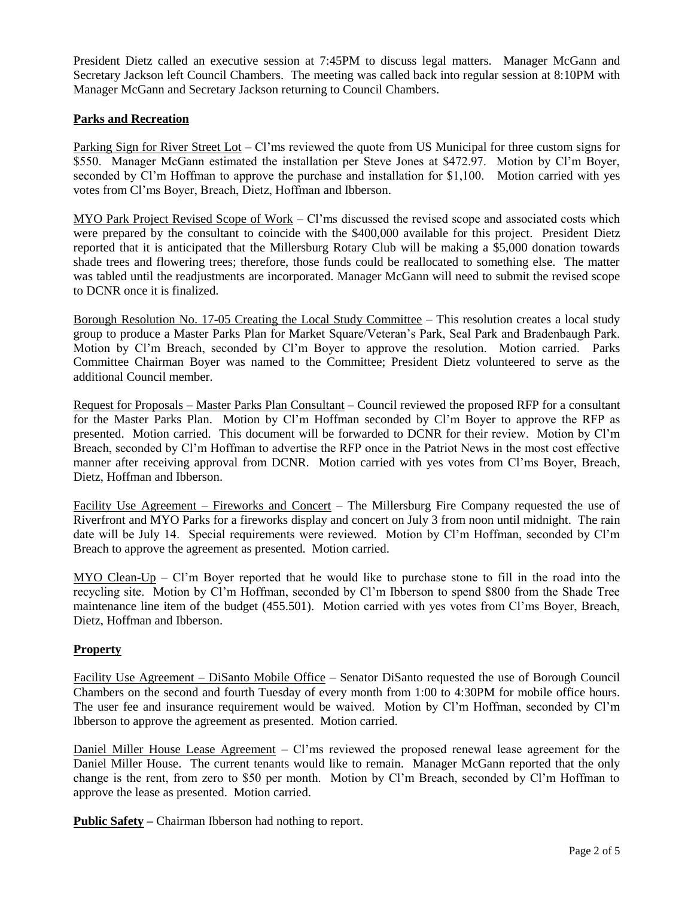President Dietz called an executive session at 7:45PM to discuss legal matters. Manager McGann and Secretary Jackson left Council Chambers. The meeting was called back into regular session at 8:10PM with Manager McGann and Secretary Jackson returning to Council Chambers.

**Parks and Recreation**

Parking Sign for River Street Lot – Cl'ms reviewed the quote from US Municipal for three custom signs for $550. Manager McGann estimated the installation per Steve Jones at $472.97. Motion by Cl'm Boyer, seconded by Cl'm Hoffman to approve the purchase and installation for $1,100. Motion carried with yes votes from Cl'ms Boyer, Breach, Dietz, Hoffman and Ibberson.

MYO Park Project Revised Scope of Work – Cl'ms discussed the revised scope and associated costs which were prepared by the consultant to coincide with the $400,000 available for this project. President Dietz reported that it is anticipated that the Millersburg Rotary Club will be making a $5,000 donation towards shade trees and flowering trees; therefore, those funds could be reallocated to something else. The matter was tabled until the readjustments are incorporated. Manager McGann will need to submit the revised scope to DCNR once it is finalized.

Borough Resolution No. 17-05 Creating the Local Study Committee – This resolution creates a local study group to produce a Master Parks Plan for Market Square/Veteran's Park, Seal Park and Bradenbaugh Park. Motion by Cl'm Breach, seconded by Cl'm Boyer to approve the resolution. Motion carried. Parks Committee Chairman Boyer was named to the Committee; President Dietz volunteered to serve as the additional Council member.

Request for Proposals – Master Parks Plan Consultant – Council reviewed the proposed RFP for a consultant for the Master Parks Plan. Motion by Cl'm Hoffman seconded by Cl'm Boyer to approve the RFP as presented. Motion carried. This document will be forwarded to DCNR for their review. Motion by Cl'm Breach, seconded by Cl'm Hoffman to advertise the RFP once in the Patriot News in the most cost effective manner after receiving approval from DCNR. Motion carried with yes votes from Cl'ms Boyer, Breach, Dietz, Hoffman and Ibberson.

Facility Use Agreement – Fireworks and Concert – The Millersburg Fire Company requested the use of Riverfront and MYO Parks for a fireworks display and concert on July 3 from noon until midnight. The rain date will be July 14. Special requirements were reviewed. Motion by Cl'm Hoffman, seconded by Cl'm Breach to approve the agreement as presented. Motion carried.

MYO Clean-Up – Cl'm Boyer reported that he would like to purchase stone to fill in the road into the recycling site. Motion by Cl'm Hoffman, seconded by Cl'm Ibberson to spend $800 from the Shade Tree maintenance line item of the budget (455.501). Motion carried with yes votes from Cl'ms Boyer, Breach, Dietz, Hoffman and Ibberson.

**Property**

Facility Use Agreement – DiSanto Mobile Office – Senator DiSanto requested the use of Borough Council Chambers on the second and fourth Tuesday of every month from 1:00 to 4:30PM for mobile office hours. The user fee and insurance requirement would be waived. Motion by Cl'm Hoffman, seconded by Cl'm Ibberson to approve the agreement as presented. Motion carried.

Daniel Miller House Lease Agreement – Cl'ms reviewed the proposed renewal lease agreement for the Daniel Miller House. The current tenants would like to remain. Manager McGann reported that the only change is the rent, from zero to $50 per month. Motion by Cl'm Breach, seconded by Cl'm Hoffman to approve the lease as presented. Motion carried.

**Public Safety –** Chairman Ibberson had nothing to report.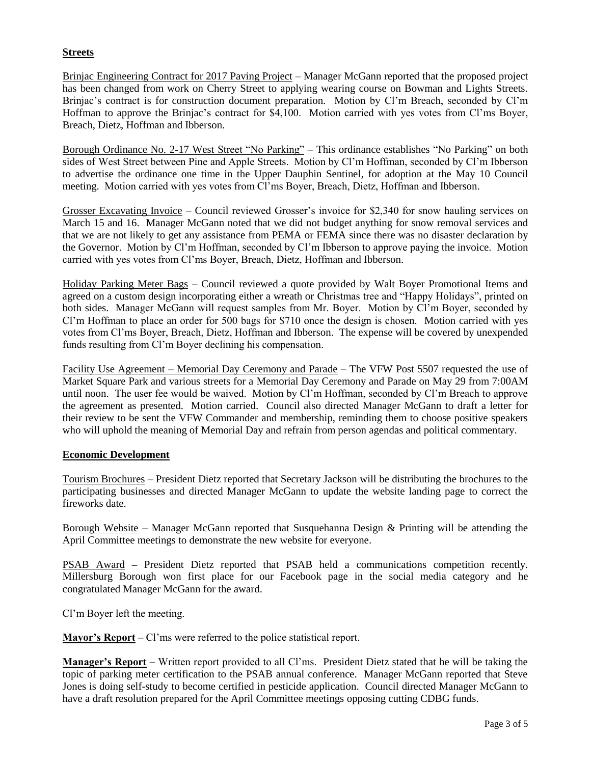**Streets**

Brinjac Engineering Contract for 2017 Paving Project – Manager McGann reported that the proposed project has been changed from work on Cherry Street to applying wearing course on Bowman and Lights Streets. Brinjac's contract is for construction document preparation. Motion by Cl'm Breach, seconded by Cl'm Hoffman to approve the Brinjac's contract for $4,100. Motion carried with yes votes from Cl'ms Boyer, Breach, Dietz, Hoffman and Ibberson.

Borough Ordinance No. 2-17 West Street "No Parking" – This ordinance establishes "No Parking" on both sides of West Street between Pine and Apple Streets. Motion by Cl'm Hoffman, seconded by Cl'm Ibberson to advertise the ordinance one time in the Upper Dauphin Sentinel, for adoption at the May 10 Council meeting. Motion carried with yes votes from Cl'ms Boyer, Breach, Dietz, Hoffman and Ibberson.

Grosser Excavating Invoice – Council reviewed Grosser's invoice for $2,340 for snow hauling services on March 15 and 16. Manager McGann noted that we did not budget anything for snow removal services and that we are not likely to get any assistance from PEMA or FEMA since there was no disaster declaration by the Governor. Motion by Cl'm Hoffman, seconded by Cl'm Ibberson to approve paying the invoice. Motion carried with yes votes from Cl'ms Boyer, Breach, Dietz, Hoffman and Ibberson.

Holiday Parking Meter Bags – Council reviewed a quote provided by Walt Boyer Promotional Items and agreed on a custom design incorporating either a wreath or Christmas tree and "Happy Holidays", printed on both sides. Manager McGann will request samples from Mr. Boyer. Motion by Cl'm Boyer, seconded by Cl'm Hoffman to place an order for 500 bags for $710 once the design is chosen. Motion carried with yes votes from Cl'ms Boyer, Breach, Dietz, Hoffman and Ibberson. The expense will be covered by unexpended funds resulting from Cl'm Boyer declining his compensation.

Facility Use Agreement – Memorial Day Ceremony and Parade – The VFW Post 5507 requested the use of Market Square Park and various streets for a Memorial Day Ceremony and Parade on May 29 from 7:00AM until noon. The user fee would be waived. Motion by Cl'm Hoffman, seconded by Cl'm Breach to approve the agreement as presented. Motion carried. Council also directed Manager McGann to draft a letter for their review to be sent the VFW Commander and membership, reminding them to choose positive speakers who will uphold the meaning of Memorial Day and refrain from person agendas and political commentary.

**Economic Development**

Tourism Brochures – President Dietz reported that Secretary Jackson will be distributing the brochures to the participating businesses and directed Manager McGann to update the website landing page to correct the fireworks date.

Borough Website – Manager McGann reported that Susquehanna Design & Printing will be attending the April Committee meetings to demonstrate the new website for everyone.

PSAB Award – President Dietz reported that PSAB held a communications competition recently. Millersburg Borough won first place for our Facebook page in the social media category and he congratulated Manager McGann for the award.

Cl'm Boyer left the meeting.

**Mayor's Report** – Cl'ms were referred to the police statistical report.

**Manager's Report** – Written report provided to all Cl'ms. President Dietz stated that he will be taking the topic of parking meter certification to the PSAB annual conference. Manager McGann reported that Steve Jones is doing self-study to become certified in pesticide application. Council directed Manager McGann to have a draft resolution prepared for the April Committee meetings opposing cutting CDBG funds.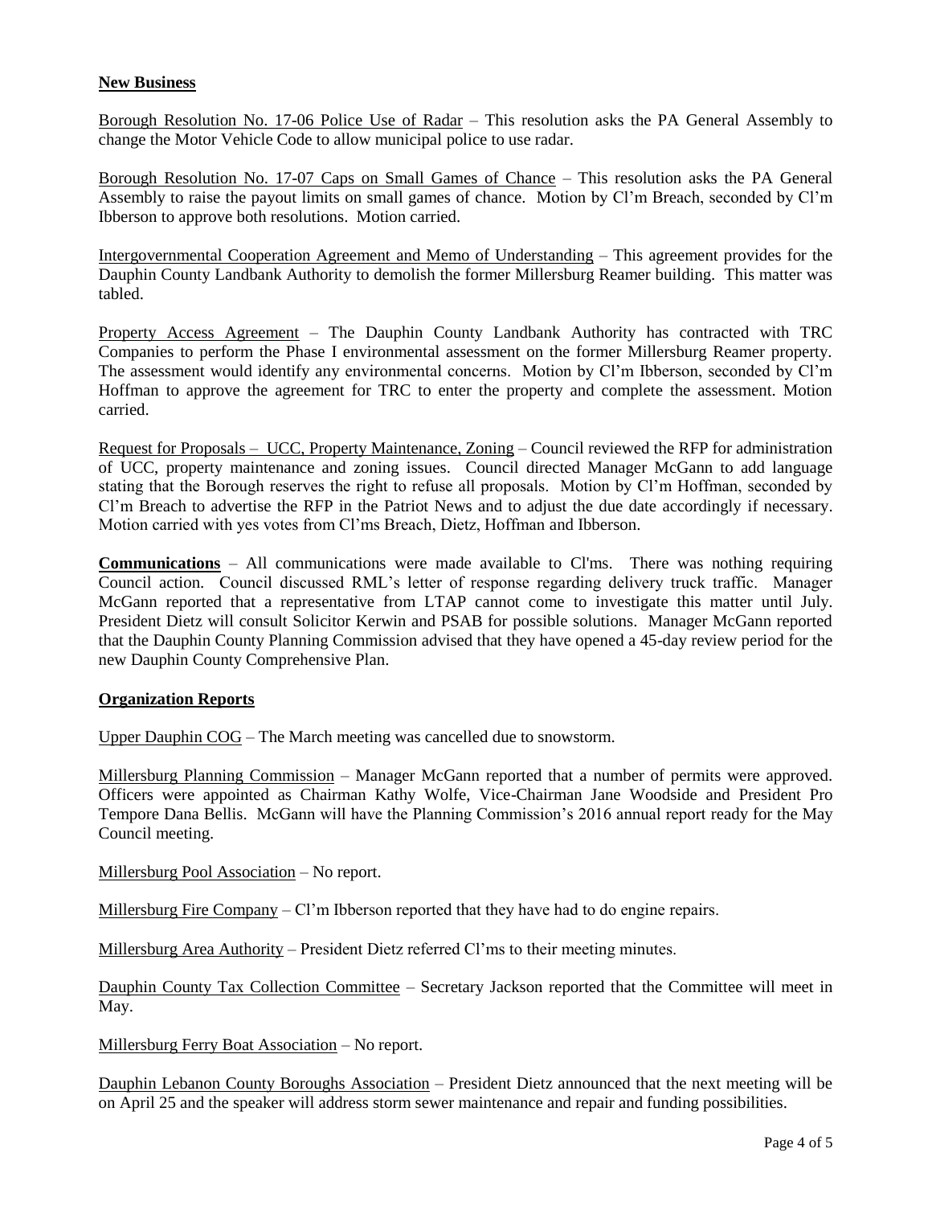## New Business

Borough Resolution No. 17-06 Police Use of Radar – This resolution asks the PA General Assembly to change the Motor Vehicle Code to allow municipal police to use radar.

Borough Resolution No. 17-07 Caps on Small Games of Chance – This resolution asks the PA General Assembly to raise the payout limits on small games of chance. Motion by Cl'm Breach, seconded by Cl'm Ibberson to approve both resolutions. Motion carried.

Intergovernmental Cooperation Agreement and Memo of Understanding – This agreement provides for the Dauphin County Landbank Authority to demolish the former Millersburg Reamer building. This matter was tabled.

Property Access Agreement – The Dauphin County Landbank Authority has contracted with TRC Companies to perform the Phase I environmental assessment on the former Millersburg Reamer property. The assessment would identify any environmental concerns. Motion by Cl'm Ibberson, seconded by Cl'm Hoffman to approve the agreement for TRC to enter the property and complete the assessment. Motion carried.

Request for Proposals – UCC, Property Maintenance, Zoning – Council reviewed the RFP for administration of UCC, property maintenance and zoning issues. Council directed Manager McGann to add language stating that the Borough reserves the right to refuse all proposals. Motion by Cl'm Hoffman, seconded by Cl'm Breach to advertise the RFP in the Patriot News and to adjust the due date accordingly if necessary. Motion carried with yes votes from Cl'ms Breach, Dietz, Hoffman and Ibberson.

**Communications** – All communications were made available to Cl'ms. There was nothing requiring Council action. Council discussed RML's letter of response regarding delivery truck traffic. Manager McGann reported that a representative from LTAP cannot come to investigate this matter until July. President Dietz will consult Solicitor Kerwin and PSAB for possible solutions. Manager McGann reported that the Dauphin County Planning Commission advised that they have opened a 45-day review period for the new Dauphin County Comprehensive Plan.

## Organization Reports

Upper Dauphin COG – The March meeting was cancelled due to snowstorm.

Millersburg Planning Commission – Manager McGann reported that a number of permits were approved. Officers were appointed as Chairman Kathy Wolfe, Vice-Chairman Jane Woodside and President Pro Tempore Dana Bellis. McGann will have the Planning Commission's 2016 annual report ready for the May Council meeting.

Millersburg Pool Association – No report.

Millersburg Fire Company – Cl'm Ibberson reported that they have had to do engine repairs.

Millersburg Area Authority – President Dietz referred Cl'ms to their meeting minutes.

Dauphin County Tax Collection Committee – Secretary Jackson reported that the Committee will meet in May.

Millersburg Ferry Boat Association – No report.

Dauphin Lebanon County Boroughs Association – President Dietz announced that the next meeting will be on April 25 and the speaker will address storm sewer maintenance and repair and funding possibilities.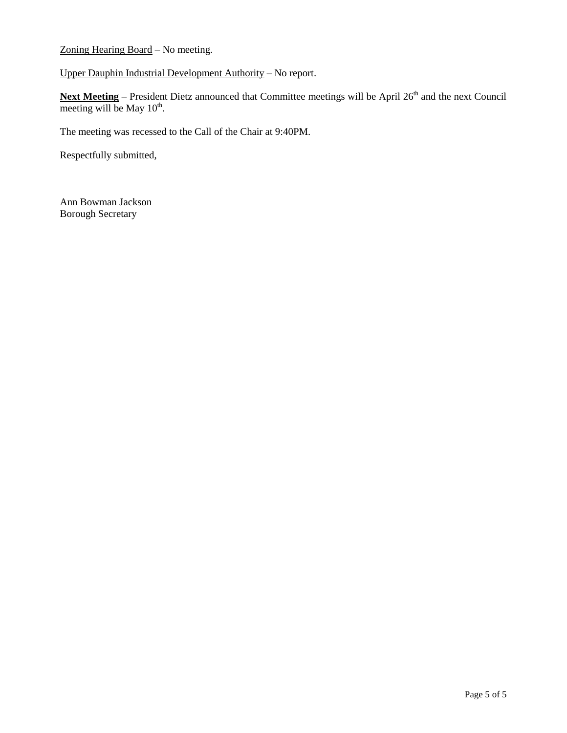Zoning Hearing Board – No meeting.

Upper Dauphin Industrial Development Authority – No report.

**Next Meeting** – President Dietz announced that Committee meetings will be April 26th and the next Council meeting will be May 10th.

The meeting was recessed to the Call of the Chair at 9:40PM.

Respectfully submitted,

Ann Bowman Jackson
Borough Secretary